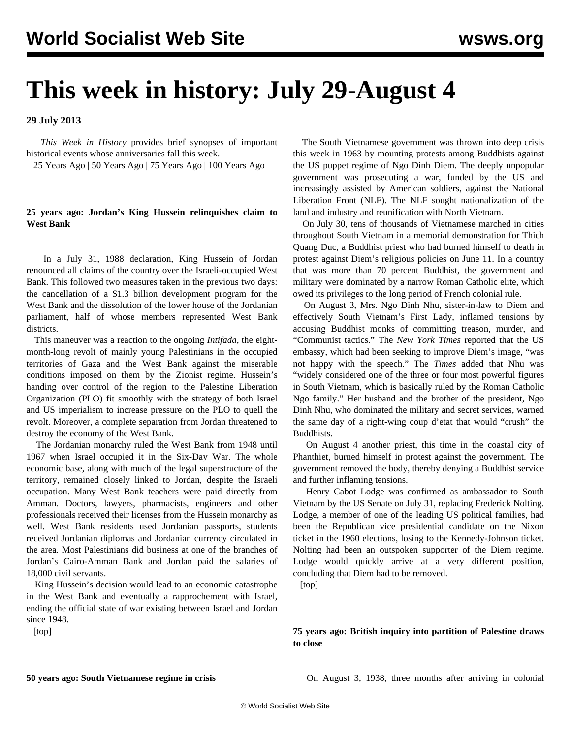# This week in history: July 29-August 4

**29 July 2013**

*This Week in History* provides brief synopses of important historical events whose anniversaries fall this week.

25 Years Ago | 50 Years Ago | 75 Years Ago | 100 Years Ago

### 25 years ago: Jordan's King Hussein relinquishes claim to West Bank

In a July 31, 1988 declaration, King Hussein of Jordan renounced all claims of the country over the Israeli-occupied West Bank. This followed two measures taken in the previous two days: the cancellation of a $1.3 billion development program for the West Bank and the dissolution of the lower house of the Jordanian parliament, half of whose members represented West Bank districts.

This maneuver was a reaction to the ongoing *Intifada*, the eight-month-long revolt of mainly young Palestinians in the occupied territories of Gaza and the West Bank against the miserable conditions imposed on them by the Zionist regime. Hussein's handing over control of the region to the Palestine Liberation Organization (PLO) fit smoothly with the strategy of both Israel and US imperialism to increase pressure on the PLO to quell the revolt. Moreover, a complete separation from Jordan threatened to destroy the economy of the West Bank.

The Jordanian monarchy ruled the West Bank from 1948 until 1967 when Israel occupied it in the Six-Day War. The whole economic base, along with much of the legal superstructure of the territory, remained closely linked to Jordan, despite the Israeli occupation. Many West Bank teachers were paid directly from Amman. Doctors, lawyers, pharmacists, engineers and other professionals received their licenses from the Hussein monarchy as well. West Bank residents used Jordanian passports, students received Jordanian diplomas and Jordanian currency circulated in the area. Most Palestinians did business at one of the branches of Jordan's Cairo-Amman Bank and Jordan paid the salaries of 18,000 civil servants.

King Hussein's decision would lead to an economic catastrophe in the West Bank and eventually a rapprochement with Israel, ending the official state of war existing between Israel and Jordan since 1948.

[top]

### 50 years ago: South Vietnamese regime in crisis

The South Vietnamese government was thrown into deep crisis this week in 1963 by mounting protests among Buddhists against the US puppet regime of Ngo Dinh Diem. The deeply unpopular government was prosecuting a war, funded by the US and increasingly assisted by American soldiers, against the National Liberation Front (NLF). The NLF sought nationalization of the land and industry and reunification with North Vietnam.

On July 30, tens of thousands of Vietnamese marched in cities throughout South Vietnam in a memorial demonstration for Thich Quang Duc, a Buddhist priest who had burned himself to death in protest against Diem's religious policies on June 11. In a country that was more than 70 percent Buddhist, the government and military were dominated by a narrow Roman Catholic elite, which owed its privileges to the long period of French colonial rule.

On August 3, Mrs. Ngo Dinh Nhu, sister-in-law to Diem and effectively South Vietnam's First Lady, inflamed tensions by accusing Buddhist monks of committing treason, murder, and "Communist tactics." The *New York Times* reported that the US embassy, which had been seeking to improve Diem's image, "was not happy with the speech." The *Times* added that Nhu was "widely considered one of the three or four most powerful figures in South Vietnam, which is basically ruled by the Roman Catholic Ngo family." Her husband and the brother of the president, Ngo Dinh Nhu, who dominated the military and secret services, warned the same day of a right-wing coup d'etat that would "crush" the Buddhists.

On August 4 another priest, this time in the coastal city of Phanthiet, burned himself in protest against the government. The government removed the body, thereby denying a Buddhist service and further inflaming tensions.

Henry Cabot Lodge was confirmed as ambassador to South Vietnam by the US Senate on July 31, replacing Frederick Nolting. Lodge, a member of one of the leading US political families, had been the Republican vice presidential candidate on the Nixon ticket in the 1960 elections, losing to the Kennedy-Johnson ticket. Nolting had been an outspoken supporter of the Diem regime. Lodge would quickly arrive at a very different position, concluding that Diem had to be removed.

[top]

### 75 years ago: British inquiry into partition of Palestine draws to close

On August 3, 1938, three months after arriving in colonial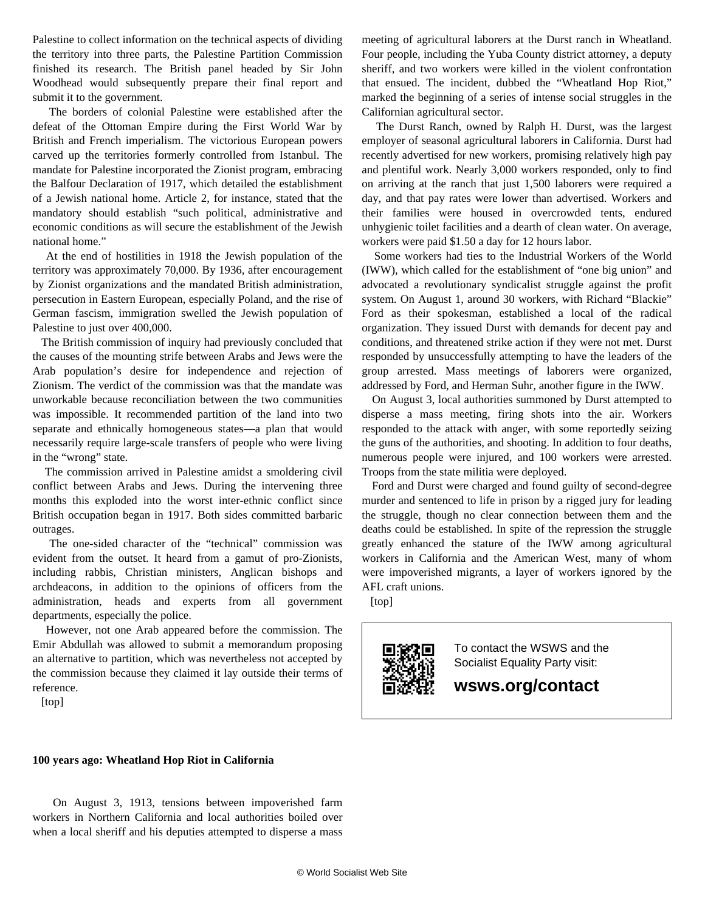Palestine to collect information on the technical aspects of dividing the territory into three parts, the Palestine Partition Commission finished its research. The British panel headed by Sir John Woodhead would subsequently prepare their final report and submit it to the government.

The borders of colonial Palestine were established after the defeat of the Ottoman Empire during the First World War by British and French imperialism. The victorious European powers carved up the territories formerly controlled from Istanbul. The mandate for Palestine incorporated the Zionist program, embracing the Balfour Declaration of 1917, which detailed the establishment of a Jewish national home. Article 2, for instance, stated that the mandatory should establish "such political, administrative and economic conditions as will secure the establishment of the Jewish national home."

At the end of hostilities in 1918 the Jewish population of the territory was approximately 70,000. By 1936, after encouragement by Zionist organizations and the mandated British administration, persecution in Eastern European, especially Poland, and the rise of German fascism, immigration swelled the Jewish population of Palestine to just over 400,000.

The British commission of inquiry had previously concluded that the causes of the mounting strife between Arabs and Jews were the Arab population's desire for independence and rejection of Zionism. The verdict of the commission was that the mandate was unworkable because reconciliation between the two communities was impossible. It recommended partition of the land into two separate and ethnically homogeneous states—a plan that would necessarily require large-scale transfers of people who were living in the "wrong" state.

The commission arrived in Palestine amidst a smoldering civil conflict between Arabs and Jews. During the intervening three months this exploded into the worst inter-ethnic conflict since British occupation began in 1917. Both sides committed barbaric outrages.

The one-sided character of the "technical" commission was evident from the outset. It heard from a gamut of pro-Zionists, including rabbis, Christian ministers, Anglican bishops and archdeacons, in addition to the opinions of officers from the administration, heads and experts from all government departments, especially the police.

However, not one Arab appeared before the commission. The Emir Abdullah was allowed to submit a memorandum proposing an alternative to partition, which was nevertheless not accepted by the commission because they claimed it lay outside their terms of reference.

[top]

**100 years ago: Wheatland Hop Riot in California**

On August 3, 1913, tensions between impoverished farm workers in Northern California and local authorities boiled over when a local sheriff and his deputies attempted to disperse a mass meeting of agricultural laborers at the Durst ranch in Wheatland. Four people, including the Yuba County district attorney, a deputy sheriff, and two workers were killed in the violent confrontation that ensued. The incident, dubbed the "Wheatland Hop Riot," marked the beginning of a series of intense social struggles in the Californian agricultural sector.

The Durst Ranch, owned by Ralph H. Durst, was the largest employer of seasonal agricultural laborers in California. Durst had recently advertised for new workers, promising relatively high pay and plentiful work. Nearly 3,000 workers responded, only to find on arriving at the ranch that just 1,500 laborers were required a day, and that pay rates were lower than advertised. Workers and their families were housed in overcrowded tents, endured unhygienic toilet facilities and a dearth of clean water. On average, workers were paid $1.50 a day for 12 hours labor.

Some workers had ties to the Industrial Workers of the World (IWW), which called for the establishment of "one big union" and advocated a revolutionary syndicalist struggle against the profit system. On August 1, around 30 workers, with Richard "Blackie" Ford as their spokesman, established a local of the radical organization. They issued Durst with demands for decent pay and conditions, and threatened strike action if they were not met. Durst responded by unsuccessfully attempting to have the leaders of the group arrested. Mass meetings of laborers were organized, addressed by Ford, and Herman Suhr, another figure in the IWW.

On August 3, local authorities summoned by Durst attempted to disperse a mass meeting, firing shots into the air. Workers responded to the attack with anger, with some reportedly seizing the guns of the authorities, and shooting. In addition to four deaths, numerous people were injured, and 100 workers were arrested. Troops from the state militia were deployed.

Ford and Durst were charged and found guilty of second-degree murder and sentenced to life in prison by a rigged jury for leading the struggle, though no clear connection between them and the deaths could be established. In spite of the repression the struggle greatly enhanced the stature of the IWW among agricultural workers in California and the American West, many of whom were impoverished migrants, a layer of workers ignored by the AFL craft unions.

[top]

To contact the WSWS and the Socialist Equality Party visit:

**wsws.org/contact**